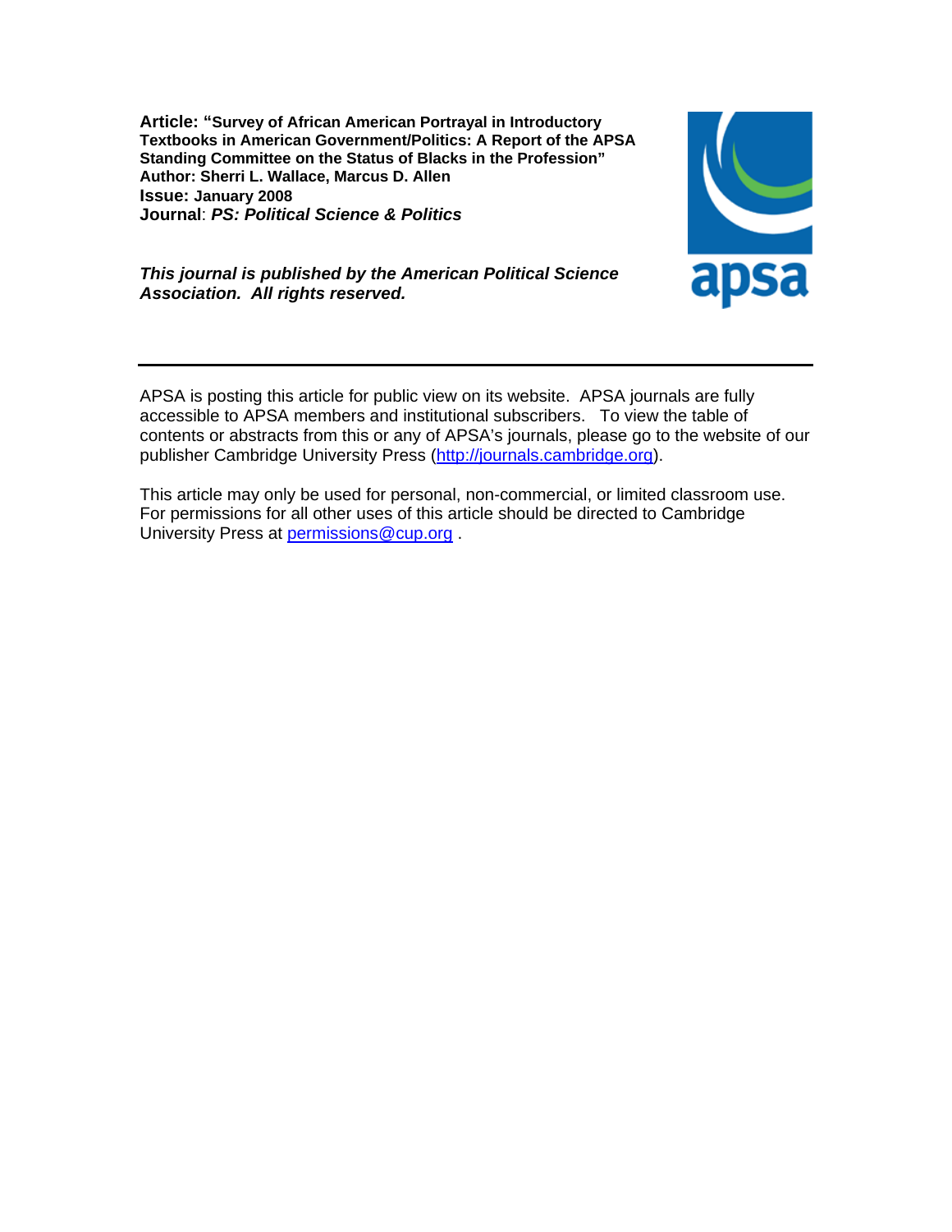**Article:** **"Survey of African American Portrayal in Introductory Textbooks in American Government/Politics: A Report of the APSA Standing Committee on the Status of Blacks in the Profession"**
**Author: Sherri L. Wallace, Marcus D. Allen**
**Issue: January 2008**
**Journal**: ***PS: Political Science & Politics***

***This journal is published by the American Political Science Association. All rights reserved.***

---

APSA is posting this article for public view on its website. APSA journals are fully accessible to APSA members and institutional subscribers. To view the table of contents or abstracts from this or any of APSA's journals, please go to the website of our publisher Cambridge University Press (http://journals.cambridge.org).

This article may only be used for personal, non-commercial, or limited classroom use. For permissions for all other uses of this article should be directed to Cambridge University Press at permissions@cup.org .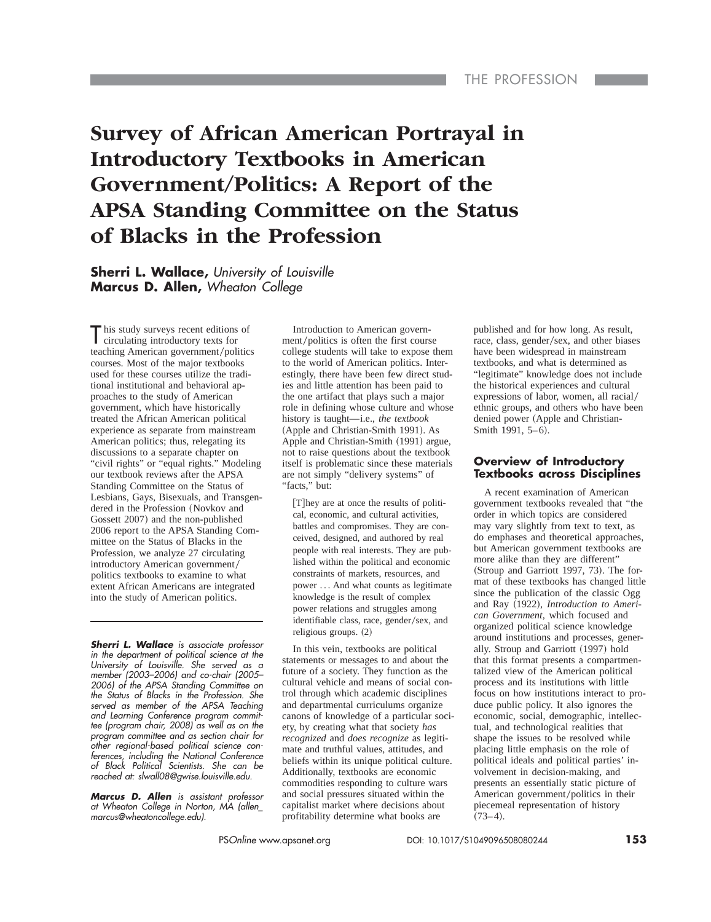# Survey of African American Portrayal in Introductory Textbooks in American Government/Politics: A Report of the APSA Standing Committee on the Status of Blacks in the Profession

**Sherri L. Wallace,** *University of Louisville*
**Marcus D. Allen,** *Wheaton College*

This study surveys recent editions of circulating introductory texts for teaching American government/politics courses. Most of the major textbooks used for these courses utilize the traditional institutional and behavioral approaches to the study of American government, which have historically treated the African American political experience as separate from mainstream American politics; thus, relegating its discussions to a separate chapter on "civil rights" or "equal rights." Modeling our textbook reviews after the APSA Standing Committee on the Status of Lesbians, Gays, Bisexuals, and Transgendered in the Profession (Novkov and Gossett 2007) and the non-published 2006 report to the APSA Standing Committee on the Status of Blacks in the Profession, we analyze 27 circulating introductory American government/politics textbooks to examine to what extent African Americans are integrated into the study of American politics.

***Sherri L. Wallace*** *is associate professor in the department of political science at the University of Louisville. She served as a member (2003–2006) and co-chair (2005–2006) of the APSA Standing Committee on the Status of Blacks in the Profession. She served as member of the APSA Teaching and Learning Conference program committee (program chair, 2008) as well as on the program committee and as section chair for other regional-based political science conferences, including the National Conference of Black Political Scientists. She can be reached at: slwall08@gwise.louisville.edu.*

***Marcus D. Allen*** *is assistant professor at Wheaton College in Norton, MA (allen_marcus@wheatoncollege.edu).*

Introduction to American government/politics is often the first course college students will take to expose them to the world of American politics. Interestingly, there have been few direct studies and little attention has been paid to the one artifact that plays such a major role in defining whose culture and whose history is taught—i.e., *the textbook* (Apple and Christian-Smith 1991). As Apple and Christian-Smith (1991) argue, not to raise questions about the textbook itself is problematic since these materials are not simply "delivery systems" of "facts," but:

> [T]hey are at once the results of political, economic, and cultural activities, battles and compromises. They are conceived, designed, and authored by real people with real interests. They are published within the political and economic constraints of markets, resources, and power ... And what counts as legitimate knowledge is the result of complex power relations and struggles among identifiable class, race, gender/sex, and religious groups. (2)

In this vein, textbooks are political statements or messages to and about the future of a society. They function as the cultural vehicle and means of social control through which academic disciplines and departmental curriculums organize canons of knowledge of a particular society, by creating what that society *has recognized* and *does recognize* as legitimate and truthful values, attitudes, and beliefs within its unique political culture. Additionally, textbooks are economic commodities responding to culture wars and social pressures situated within the capitalist market where decisions about profitability determine what books are published and for how long. As result, race, class, gender/sex, and other biases have been widespread in mainstream textbooks, and what is determined as "legitimate" knowledge does not include the historical experiences and cultural expressions of labor, women, all racial/ethnic groups, and others who have been denied power (Apple and Christian-Smith 1991, 5–6).

## Overview of Introductory Textbooks across Disciplines

A recent examination of American government textbooks revealed that "the order in which topics are considered may vary slightly from text to text, as do emphases and theoretical approaches, but American government textbooks are more alike than they are different" (Stroup and Garriott 1997, 73). The format of these textbooks has changed little since the publication of the classic Ogg and Ray (1922), *Introduction to American Government*, which focused and organized political science knowledge around institutions and processes, generally. Stroup and Garriott (1997) hold that this format presents a compartmentalized view of the American political process and its institutions with little focus on how institutions interact to produce public policy. It also ignores the economic, social, demographic, intellectual, and technological realities that shape the issues to be resolved while placing little emphasis on the role of political ideals and political parties' involvement in decision-making, and presents an essentially static picture of American government/politics in their piecemeal representation of history (73–4).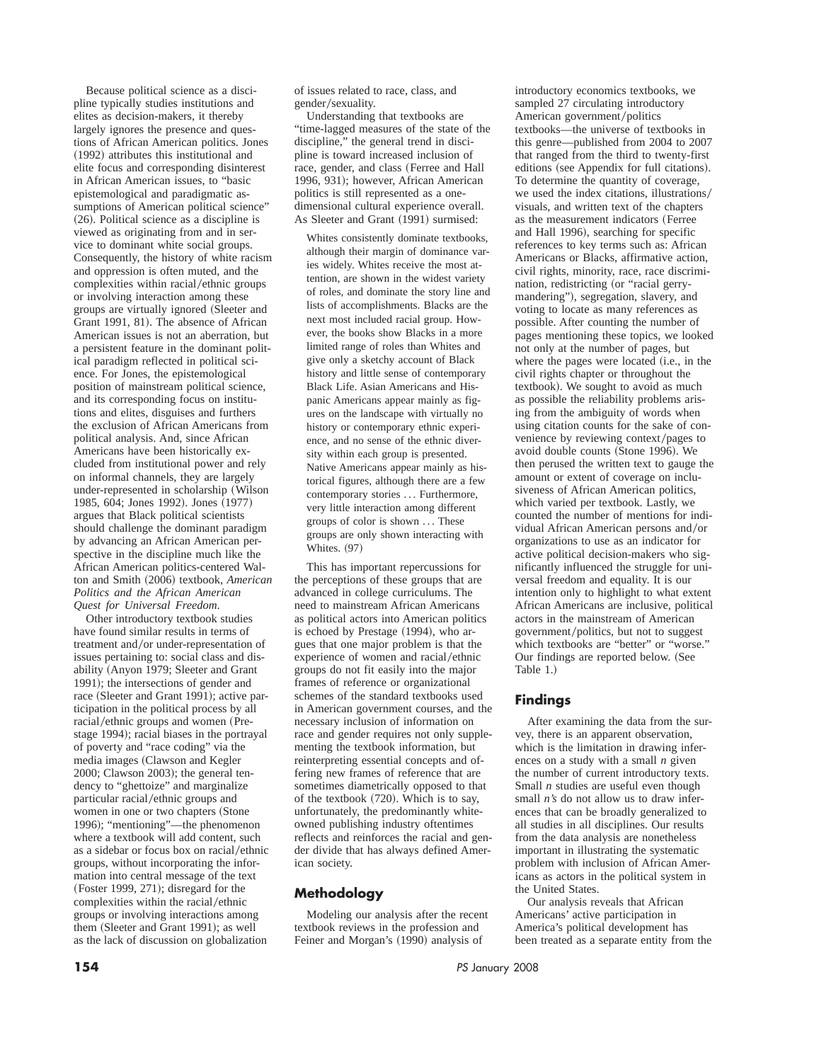Because political science as a discipline typically studies institutions and elites as decision-makers, it thereby largely ignores the presence and questions of African American politics. Jones (1992) attributes this institutional and elite focus and corresponding disinterest in African American issues, to "basic epistemological and paradigmatic assumptions of American political science" (26). Political science as a discipline is viewed as originating from and in service to dominant white social groups. Consequently, the history of white racism and oppression is often muted, and the complexities within racial/ethnic groups or involving interaction among these groups are virtually ignored (Sleeter and Grant 1991, 81). The absence of African American issues is not an aberration, but a persistent feature in the dominant political paradigm reflected in political science. For Jones, the epistemological position of mainstream political science, and its corresponding focus on institutions and elites, disguises and furthers the exclusion of African Americans from political analysis. And, since African Americans have been historically excluded from institutional power and rely on informal channels, they are largely under-represented in scholarship (Wilson 1985, 604; Jones 1992). Jones (1977) argues that Black political scientists should challenge the dominant paradigm by advancing an African American perspective in the discipline much like the African American politics-centered Walton and Smith (2006) textbook, *American Politics and the African American Quest for Universal Freedom*.

Other introductory textbook studies have found similar results in terms of treatment and/or under-representation of issues pertaining to: social class and disability (Anyon 1979; Sleeter and Grant 1991); the intersections of gender and race (Sleeter and Grant 1991); active participation in the political process by all racial/ethnic groups and women (Prestage 1994); racial biases in the portrayal of poverty and "race coding" via the media images (Clawson and Kegler 2000; Clawson 2003); the general tendency to "ghettoize" and marginalize particular racial/ethnic groups and women in one or two chapters (Stone 1996); "mentioning"—the phenomenon where a textbook will add content, such as a sidebar or focus box on racial/ethnic groups, without incorporating the information into central message of the text (Foster 1999, 271); disregard for the complexities within the racial/ethnic groups or involving interactions among them (Sleeter and Grant 1991); as well as the lack of discussion on globalization of issues related to race, class, and gender/sexuality.

Understanding that textbooks are "time-lagged measures of the state of the discipline," the general trend in discipline is toward increased inclusion of race, gender, and class (Ferree and Hall 1996, 931); however, African American politics is still represented as a one-dimensional cultural experience overall. As Sleeter and Grant (1991) surmised:

> Whites consistently dominate textbooks, although their margin of dominance varies widely. Whites receive the most attention, are shown in the widest variety of roles, and dominate the story line and lists of accomplishments. Blacks are the next most included racial group. However, the books show Blacks in a more limited range of roles than Whites and give only a sketchy account of Black history and little sense of contemporary Black Life. Asian Americans and Hispanic Americans appear mainly as figures on the landscape with virtually no history or contemporary ethnic experience, and no sense of the ethnic diversity within each group is presented. Native Americans appear mainly as historical figures, although there are a few contemporary stories ... Furthermore, very little interaction among different groups of color is shown ... These groups are only shown interacting with Whites. (97)

This has important repercussions for the perceptions of these groups that are advanced in college curriculums. The need to mainstream African Americans as political actors into American politics is echoed by Prestage (1994), who argues that one major problem is that the experience of women and racial/ethnic groups do not fit easily into the major frames of reference or organizational schemes of the standard textbooks used in American government courses, and the necessary inclusion of information on race and gender requires not only supplementing the textbook information, but reinterpreting essential concepts and offering new frames of reference that are sometimes diametrically opposed to that of the textbook (720). Which is to say, unfortunately, the predominantly white-owned publishing industry oftentimes reflects and reinforces the racial and gender divide that has always defined American society.

## Methodology

Modeling our analysis after the recent textbook reviews in the profession and Feiner and Morgan's (1990) analysis of introductory economics textbooks, we sampled 27 circulating introductory American government/politics textbooks—the universe of textbooks in this genre—published from 2004 to 2007 that ranged from the third to twenty-first editions (see Appendix for full citations). To determine the quantity of coverage, we used the index citations, illustrations/visuals, and written text of the chapters as the measurement indicators (Ferree and Hall 1996), searching for specific references to key terms such as: African Americans or Blacks, affirmative action, civil rights, minority, race, race discrimination, redistricting (or "racial gerrymandering"), segregation, slavery, and voting to locate as many references as possible. After counting the number of pages mentioning these topics, we looked not only at the number of pages, but where the pages were located (i.e., in the civil rights chapter or throughout the textbook). We sought to avoid as much as possible the reliability problems arising from the ambiguity of words when using citation counts for the sake of convenience by reviewing context/pages to avoid double counts (Stone 1996). We then perused the written text to gauge the amount or extent of coverage on inclusiveness of African American politics, which varied per textbook. Lastly, we counted the number of mentions for individual African American persons and/or organizations to use as an indicator for active political decision-makers who significantly influenced the struggle for universal freedom and equality. It is our intention only to highlight to what extent African Americans are inclusive, political actors in the mainstream of American government/politics, but not to suggest which textbooks are "better" or "worse." Our findings are reported below. (See Table 1.)

## Findings

After examining the data from the survey, there is an apparent observation, which is the limitation in drawing inferences on a study with a small *n* given the number of current introductory texts. Small *n* studies are useful even though small *n's* do not allow us to draw inferences that can be broadly generalized to all studies in all disciplines. Our results from the data analysis are nonetheless important in illustrating the systematic problem with inclusion of African Americans as actors in the political system in the United States.

Our analysis reveals that African Americans' active participation in America's political development has been treated as a separate entity from the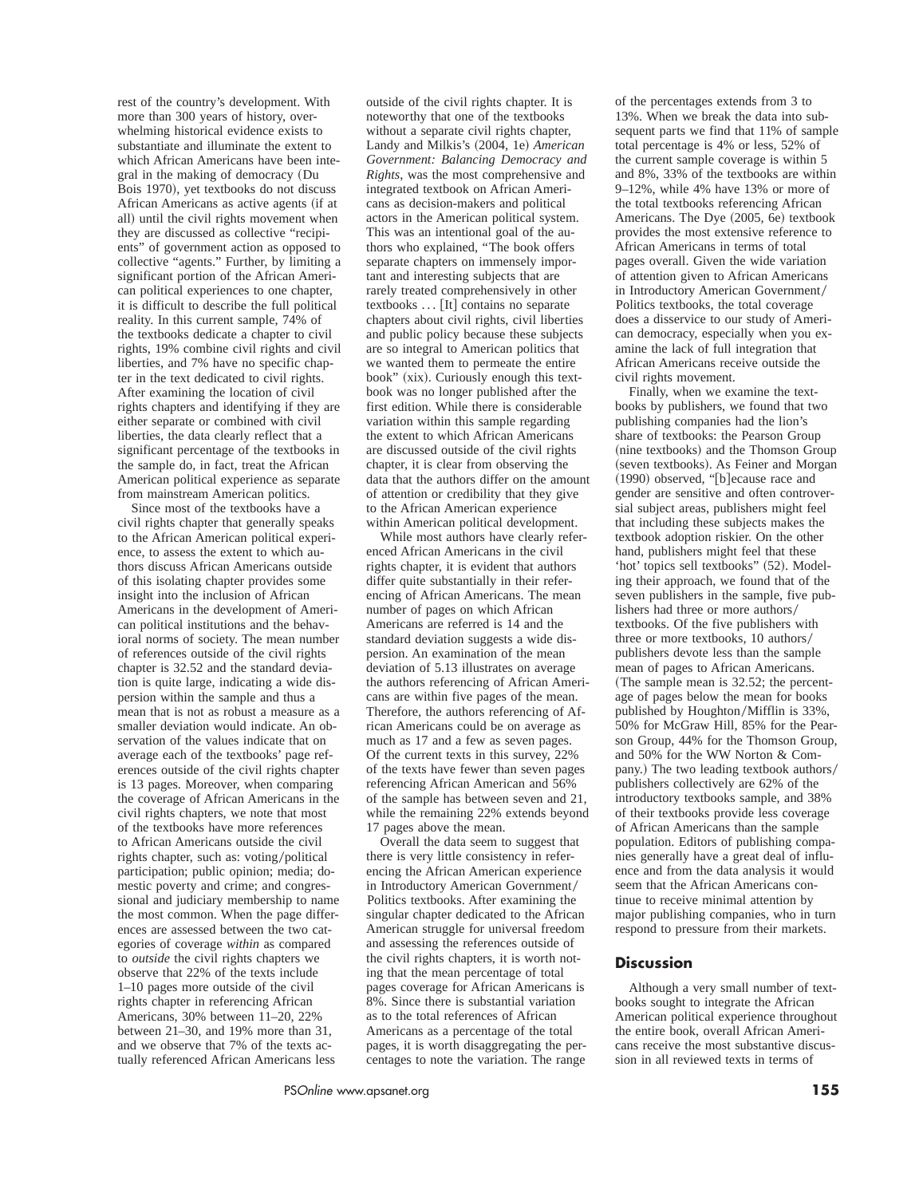rest of the country's development. With more than 300 years of history, overwhelming historical evidence exists to substantiate and illuminate the extent to which African Americans have been integral in the making of democracy (Du Bois 1970), yet textbooks do not discuss African Americans as active agents (if at all) until the civil rights movement when they are discussed as collective "recipients" of government action as opposed to collective "agents." Further, by limiting a significant portion of the African American political experiences to one chapter, it is difficult to describe the full political reality. In this current sample, 74% of the textbooks dedicate a chapter to civil rights, 19% combine civil rights and civil liberties, and 7% have no specific chapter in the text dedicated to civil rights. After examining the location of civil rights chapters and identifying if they are either separate or combined with civil liberties, the data clearly reflect that a significant percentage of the textbooks in the sample do, in fact, treat the African American political experience as separate from mainstream American politics.

Since most of the textbooks have a civil rights chapter that generally speaks to the African American political experience, to assess the extent to which authors discuss African Americans outside of this isolating chapter provides some insight into the inclusion of African Americans in the development of American political institutions and the behavioral norms of society. The mean number of references outside of the civil rights chapter is 32.52 and the standard deviation is quite large, indicating a wide dispersion within the sample and thus a mean that is not as robust a measure as a smaller deviation would indicate. An observation of the values indicate that on average each of the textbooks' page references outside of the civil rights chapter is 13 pages. Moreover, when comparing the coverage of African Americans in the civil rights chapters, we note that most of the textbooks have more references to African Americans outside the civil rights chapter, such as: voting/political participation; public opinion; media; domestic poverty and crime; and congressional and judiciary membership to name the most common. When the page differences are assessed between the two categories of coverage *within* as compared to *outside* the civil rights chapters we observe that 22% of the texts include 1–10 pages more outside of the civil rights chapter in referencing African Americans, 30% between 11–20, 22% between 21–30, and 19% more than 31, and we observe that 7% of the texts actually referenced African Americans less outside of the civil rights chapter. It is noteworthy that one of the textbooks without a separate civil rights chapter, Landy and Milkis's (2004, 1e) *American Government: Balancing Democracy and Rights*, was the most comprehensive and integrated textbook on African Americans as decision-makers and political actors in the American political system. This was an intentional goal of the authors who explained, "The book offers separate chapters on immensely important and interesting subjects that are rarely treated comprehensively in other textbooks ... [It] contains no separate chapters about civil rights, civil liberties and public policy because these subjects are so integral to American politics that we wanted them to permeate the entire book" (xix). Curiously enough this textbook was no longer published after the first edition. While there is considerable variation within this sample regarding the extent to which African Americans are discussed outside of the civil rights chapter, it is clear from observing the data that the authors differ on the amount of attention or credibility that they give to the African American experience within American political development.

While most authors have clearly referenced African Americans in the civil rights chapter, it is evident that authors differ quite substantially in their referencing of African Americans. The mean number of pages on which African Americans are referred is 14 and the standard deviation suggests a wide dispersion. An examination of the mean deviation of 5.13 illustrates on average the authors referencing of African Americans are within five pages of the mean. Therefore, the authors referencing of African Americans could be on average as much as 17 and a few as seven pages. Of the current texts in this survey, 22% of the texts have fewer than seven pages referencing African American and 56% of the sample has between seven and 21, while the remaining 22% extends beyond 17 pages above the mean.

Overall the data seem to suggest that there is very little consistency in referencing the African American experience in Introductory American Government/Politics textbooks. After examining the singular chapter dedicated to the African American struggle for universal freedom and assessing the references outside of the civil rights chapters, it is worth noting that the mean percentage of total pages coverage for African Americans is 8%. Since there is substantial variation as to the total references of African Americans as a percentage of the total pages, it is worth disaggregating the percentages to note the variation. The range of the percentages extends from 3 to 13%. When we break the data into subsequent parts we find that 11% of sample total percentage is 4% or less, 52% of the current sample coverage is within 5 and 8%, 33% of the textbooks are within 9–12%, while 4% have 13% or more of the total textbooks referencing African Americans. The Dye (2005, 6e) textbook provides the most extensive reference to African Americans in terms of total pages overall. Given the wide variation of attention given to African Americans in Introductory American Government/Politics textbooks, the total coverage does a disservice to our study of American democracy, especially when you examine the lack of full integration that African Americans receive outside the civil rights movement.

Finally, when we examine the textbooks by publishers, we found that two publishing companies had the lion's share of textbooks: the Pearson Group (nine textbooks) and the Thomson Group (seven textbooks). As Feiner and Morgan (1990) observed, "[b]ecause race and gender are sensitive and often controversial subject areas, publishers might feel that including these subjects makes the textbook adoption riskier. On the other hand, publishers might feel that these 'hot' topics sell textbooks" (52). Modeling their approach, we found that of the seven publishers in the sample, five publishers had three or more authors/textbooks. Of the five publishers with three or more textbooks, 10 authors/publishers devote less than the sample mean of pages to African Americans. (The sample mean is 32.52; the percentage of pages below the mean for books published by Houghton/Mifflin is 33%, 50% for McGraw Hill, 85% for the Pearson Group, 44% for the Thomson Group, and 50% for the WW Norton & Company.) The two leading textbook authors/publishers collectively are 62% of the introductory textbooks sample, and 38% of their textbooks provide less coverage of African Americans than the sample population. Editors of publishing companies generally have a great deal of influence and from the data analysis it would seem that the African Americans continue to receive minimal attention by major publishing companies, who in turn respond to pressure from their markets.

## Discussion

Although a very small number of textbooks sought to integrate the African American political experience throughout the entire book, overall African Americans receive the most substantive discussion in all reviewed texts in terms of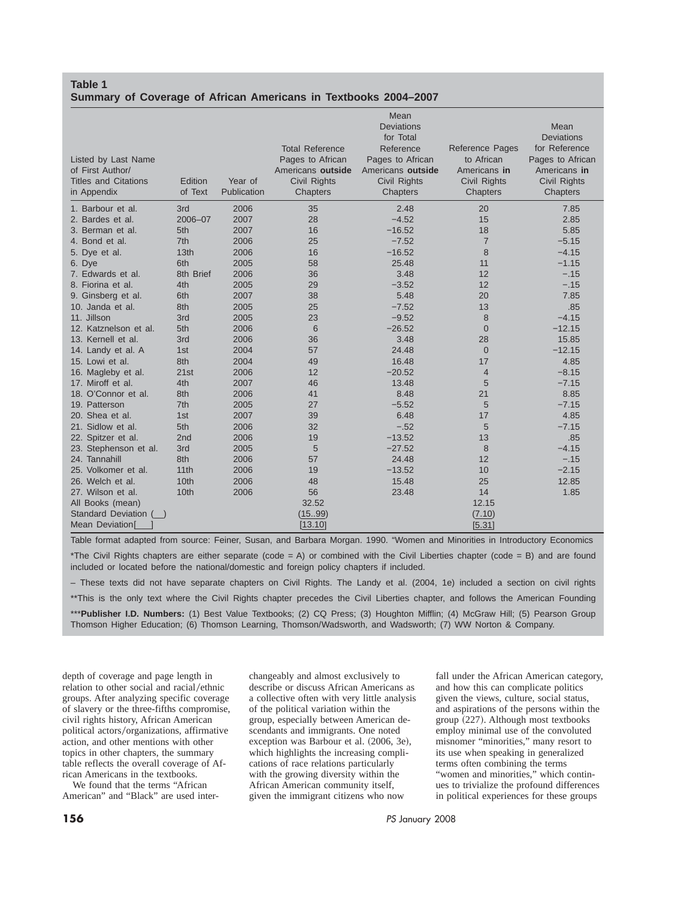**Table 1**
**Summary of Coverage of African Americans in Textbooks 2004–2007**

| Listed by Last Name of First Author/ Titles and Citations in Appendix | Edition of Text | Year of Publication | Total Reference Pages to African Americans **outside** Civil Rights Chapters | Mean Deviations for Total Reference Pages to African Americans **outside** Civil Rights Chapters | Reference Pages to African Americans **in** Civil Rights Chapters | Mean Deviations for Reference Pages to African Americans **in** Civil Rights Chapters |
|---|---|---|---|---|---|---|
| 1. Barbour et al. | 3rd | 2006 | 35 | 2.48 | 20 | 7.85 |
| 2. Bardes et al. | 2006–07 | 2007 | 28 | −4.52 | 15 | 2.85 |
| 3. Berman et al. | 5th | 2007 | 16 | −16.52 | 18 | 5.85 |
| 4. Bond et al. | 7th | 2006 | 25 | −7.52 | 7 | −5.15 |
| 5. Dye et al. | 13th | 2006 | 16 | −16.52 | 8 | −4.15 |
| 6. Dye | 6th | 2005 | 58 | 25.48 | 11 | −1.15 |
| 7. Edwards et al. | 8th Brief | 2006 | 36 | 3.48 | 12 | −.15 |
| 8. Fiorina et al. | 4th | 2005 | 29 | −3.52 | 12 | −.15 |
| 9. Ginsberg et al. | 6th | 2007 | 38 | 5.48 | 20 | 7.85 |
| 10. Janda et al. | 8th | 2005 | 25 | −7.52 | 13 | .85 |
| 11. Jillson | 3rd | 2005 | 23 | −9.52 | 8 | −4.15 |
| 12. Katznelson et al. | 5th | 2006 | 6 | −26.52 | 0 | −12.15 |
| 13. Kernell et al. | 3rd | 2006 | 36 | 3.48 | 28 | 15.85 |
| 14. Landy et al. A | 1st | 2004 | 57 | 24.48 | 0 | −12.15 |
| 15. Lowi et al. | 8th | 2004 | 49 | 16.48 | 17 | 4.85 |
| 16. Magleby et al. | 21st | 2006 | 12 | −20.52 | 4 | −8.15 |
| 17. Miroff et al. | 4th | 2007 | 46 | 13.48 | 5 | −7.15 |
| 18. O'Connor et al. | 8th | 2006 | 41 | 8.48 | 21 | 8.85 |
| 19. Patterson | 7th | 2005 | 27 | −5.52 | 5 | −7.15 |
| 20. Shea et al. | 1st | 2007 | 39 | 6.48 | 17 | 4.85 |
| 21. Sidlow et al. | 5th | 2006 | 32 | −.52 | 5 | −7.15 |
| 22. Spitzer et al. | 2nd | 2006 | 19 | −13.52 | 13 | .85 |
| 23. Stephenson et al. | 3rd | 2005 | 5 | −27.52 | 8 | −4.15 |
| 24. Tannahill | 8th | 2006 | 57 | 24.48 | 12 | −.15 |
| 25. Volkomer et al. | 11th | 2006 | 19 | −13.52 | 10 | −2.15 |
| 26. Welch et al. | 10th | 2006 | 48 | 15.48 | 25 | 12.85 |
| 27. Wilson et al. | 10th | 2006 | 56 | 23.48 | 14 | 1.85 |
| All Books (mean) | | | 32.52 | | 12.15 | |
| Standard Deviation ( ) | | | (15..99) | | (7.10) | |
| Mean Deviation[ ] | | | [13.10] | | [5.31] | |

Table format adapted from source: Feiner, Susan, and Barbara Morgan. 1990. "Women and Minorities in Introductory Economics

*The Civil Rights chapters are either separate (code = A) or combined with the Civil Liberties chapter (code = B) and are found included or located before the national/domestic and foreign policy chapters if included.

– These texts did not have separate chapters on Civil Rights. The Landy et al. (2004, 1e) included a section on civil rights

**This is the only text where the Civil Rights chapter precedes the Civil Liberties chapter, and follows the American Founding

***Publisher I.D. Numbers:** (1) Best Value Textbooks; (2) CQ Press; (3) Houghton Mifflin; (4) McGraw Hill; (5) Pearson Group Thomson Higher Education; (6) Thomson Learning, Thomson/Wadsworth, and Wadsworth; (7) WW Norton & Company.

depth of coverage and page length in relation to other social and racial/ethnic groups. After analyzing specific coverage of slavery or the three-fifths compromise, civil rights history, African American political actors/organizations, affirmative action, and other mentions with other topics in other chapters, the summary table reflects the overall coverage of African Americans in the textbooks.

We found that the terms "African American" and "Black" are used interchangeably and almost exclusively to describe or discuss African Americans as a collective often with very little analysis of the political variation within the group, especially between American descendants and immigrants. One noted exception was Barbour et al. (2006, 3e), which highlights the increasing complications of race relations particularly with the growing diversity within the African American community itself, given the immigrant citizens who now fall under the African American category, and how this can complicate politics given the views, culture, social status, and aspirations of the persons within the group (227). Although most textbooks employ minimal use of the convoluted misnomer "minorities," many resort to its use when speaking in generalized terms often combining the terms "women and minorities," which continues to trivialize the profound differences in political experiences for these groups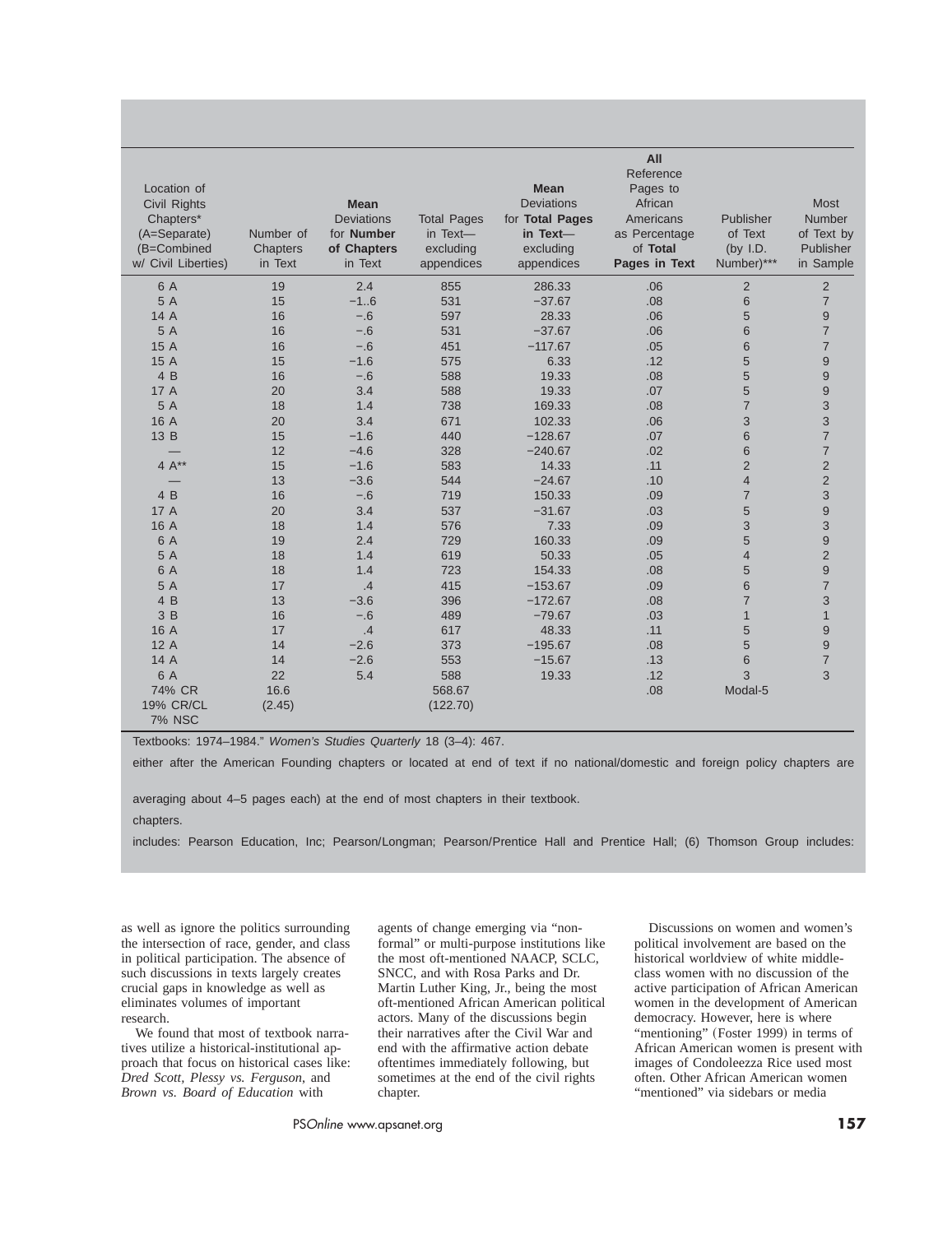| Location of Civil Rights Chapters* (A=Separate) (B=Combined w/ Civil Liberties) | Number of Chapters in Text | Mean Deviations for **Number of Chapters** in Text | Total Pages in Text— excluding appendices | Mean Deviations for **Total Pages in Text**— excluding appendices | **All** Reference Pages to African Americans as Percentage of **Total Pages in Text** | Publisher of Text (by I.D. Number)*** | Most Number of Text by Publisher in Sample |
|---|---|---|---|---|---|---|---|
| 6 A | 19 | 2.4 | 855 | 286.33 | .06 | 2 | 2 |
| 5 A | 15 | −1..6 | 531 | −37.67 | .08 | 6 | 7 |
| 14 A | 16 | −.6 | 597 | 28.33 | .06 | 5 | 9 |
| 5 A | 16 | −.6 | 531 | −37.67 | .06 | 6 | 7 |
| 15 A | 16 | −.6 | 451 | −117.67 | .05 | 6 | 7 |
| 15 A | 15 | −1.6 | 575 | 6.33 | .12 | 5 | 9 |
| 4 B | 16 | −.6 | 588 | 19.33 | .08 | 5 | 9 |
| 17 A | 20 | 3.4 | 588 | 19.33 | .07 | 5 | 9 |
| 5 A | 18 | 1.4 | 738 | 169.33 | .08 | 7 | 3 |
| 16 A | 20 | 3.4 | 671 | 102.33 | .06 | 3 | 3 |
| 13 B | 15 | −1.6 | 440 | −128.67 | .07 | 6 | 7 |
| — | 12 | −4.6 | 328 | −240.67 | .02 | 6 | 7 |
| 4 A** | 15 | −1.6 | 583 | 14.33 | .11 | 2 | 2 |
| — | 13 | −3.6 | 544 | −24.67 | .10 | 4 | 2 |
| 4 B | 16 | −.6 | 719 | 150.33 | .09 | 7 | 3 |
| 17 A | 20 | 3.4 | 537 | −31.67 | .03 | 5 | 9 |
| 16 A | 18 | 1.4 | 576 | 7.33 | .09 | 3 | 3 |
| 6 A | 19 | 2.4 | 729 | 160.33 | .09 | 5 | 9 |
| 5 A | 18 | 1.4 | 619 | 50.33 | .05 | 4 | 2 |
| 6 A | 18 | 1.4 | 723 | 154.33 | .08 | 5 | 9 |
| 5 A | 17 | .4 | 415 | −153.67 | .09 | 6 | 7 |
| 4 B | 13 | −3.6 | 396 | −172.67 | .08 | 7 | 3 |
| 3 B | 16 | −.6 | 489 | −79.67 | .03 | 1 | 1 |
| 16 A | 17 | .4 | 617 | 48.33 | .11 | 5 | 9 |
| 12 A | 14 | −2.6 | 373 | −195.67 | .08 | 5 | 9 |
| 14 A | 14 | −2.6 | 553 | −15.67 | .13 | 6 | 7 |
| 6 A | 22 | 5.4 | 588 | 19.33 | .12 | 3 | 3 |
| 74% CR 19% CR/CL 7% NSC | 16.6 (2.45) | | 568.67 (122.70) | | .08 | Modal-5 | |

Textbooks: 1974–1984." *Women's Studies Quarterly* 18 (3–4): 467.

either after the American Founding chapters or located at end of text if no national/domestic and foreign policy chapters are

averaging about 4–5 pages each) at the end of most chapters in their textbook.

chapters.

includes: Pearson Education, Inc; Pearson/Longman; Pearson/Prentice Hall and Prentice Hall; (6) Thomson Group includes:

as well as ignore the politics surrounding the intersection of race, gender, and class in political participation. The absence of such discussions in texts largely creates crucial gaps in knowledge as well as eliminates volumes of important research.

We found that most of textbook narratives utilize a historical-institutional approach that focus on historical cases like: *Dred Scott*, *Plessy vs. Ferguson*, and *Brown vs. Board of Education* with agents of change emerging via "non-formal" or multi-purpose institutions like the most oft-mentioned NAACP, SCLC, SNCC, and with Rosa Parks and Dr. Martin Luther King, Jr., being the most oft-mentioned African American political actors. Many of the discussions begin their narratives after the Civil War and end with the affirmative action debate oftentimes immediately following, but sometimes at the end of the civil rights chapter.

Discussions on women and women's political involvement are based on the historical worldview of white middle-class women with no discussion of the active participation of African American women in the development of American democracy. However, here is where "mentioning" (Foster 1999) in terms of African American women is present with images of Condoleezza Rice used most often. Other African American women "mentioned" via sidebars or media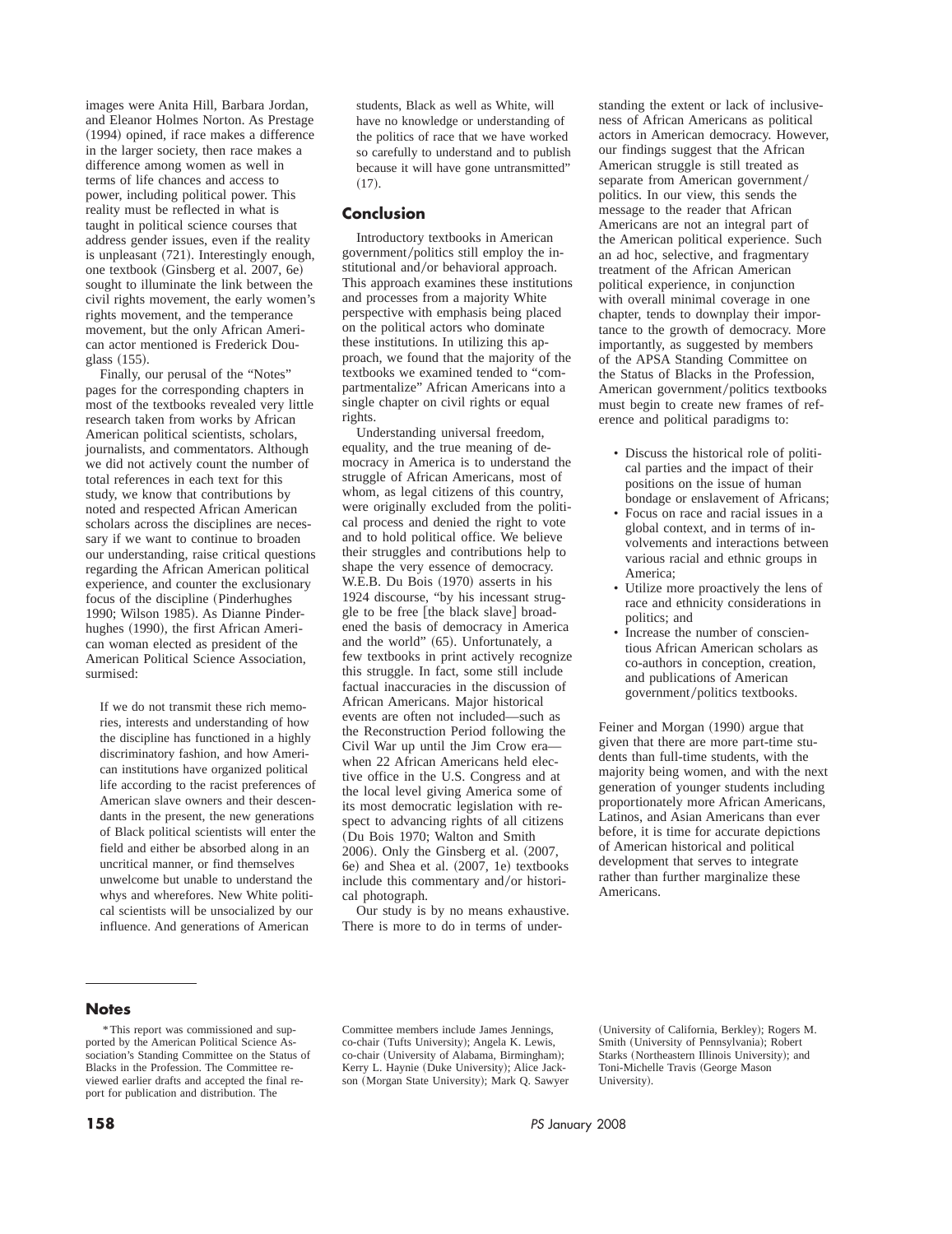images were Anita Hill, Barbara Jordan, and Eleanor Holmes Norton. As Prestage (1994) opined, if race makes a difference in the larger society, then race makes a difference among women as well in terms of life chances and access to power, including political power. This reality must be reflected in what is taught in political science courses that address gender issues, even if the reality is unpleasant (721). Interestingly enough, one textbook (Ginsberg et al. 2007, 6e) sought to illuminate the link between the civil rights movement, the early women's rights movement, and the temperance movement, but the only African American actor mentioned is Frederick Douglass (155).

Finally, our perusal of the "Notes" pages for the corresponding chapters in most of the textbooks revealed very little research taken from works by African American political scientists, scholars, journalists, and commentators. Although we did not actively count the number of total references in each text for this study, we know that contributions by noted and respected African American scholars across the disciplines are necessary if we want to continue to broaden our understanding, raise critical questions regarding the African American political experience, and counter the exclusionary focus of the discipline (Pinderhughes 1990; Wilson 1985). As Dianne Pinderhughes (1990), the first African American woman elected as president of the American Political Science Association, surmised:

> If we do not transmit these rich memories, interests and understanding of how the discipline has functioned in a highly discriminatory fashion, and how American institutions have organized political life according to the racist preferences of American slave owners and their descendants in the present, the new generations of Black political scientists will enter the field and either be absorbed along in an uncritical manner, or find themselves unwelcome but unable to understand the whys and wherefores. New White political scientists will be unsocialized by our influence. And generations of American students, Black as well as White, will have no knowledge or understanding of the politics of race that we have worked so carefully to understand and to publish because it will have gone untransmitted" (17).

## Conclusion

Introductory textbooks in American government/politics still employ the institutional and/or behavioral approach. This approach examines these institutions and processes from a majority White perspective with emphasis being placed on the political actors who dominate these institutions. In utilizing this approach, we found that the majority of the textbooks we examined tended to "compartmentalize" African Americans into a single chapter on civil rights or equal rights.

Understanding universal freedom, equality, and the true meaning of democracy in America is to understand the struggle of African Americans, most of whom, as legal citizens of this country, were originally excluded from the political process and denied the right to vote and to hold political office. We believe their struggles and contributions help to shape the very essence of democracy. W.E.B. Du Bois (1970) asserts in his 1924 discourse, "by his incessant struggle to be free [the black slave] broadened the basis of democracy in America and the world" (65). Unfortunately, a few textbooks in print actively recognize this struggle. In fact, some still include factual inaccuracies in the discussion of African Americans. Major historical events are often not included—such as the Reconstruction Period following the Civil War up until the Jim Crow era—when 22 African Americans held elective office in the U.S. Congress and at the local level giving America some of its most democratic legislation with respect to advancing rights of all citizens (Du Bois 1970; Walton and Smith 2006). Only the Ginsberg et al. (2007, 6e) and Shea et al. (2007, 1e) textbooks include this commentary and/or historical photograph.

Our study is by no means exhaustive. There is more to do in terms of understanding the extent or lack of inclusiveness of African Americans as political actors in American democracy. However, our findings suggest that the African American struggle is still treated as separate from American government/politics. In our view, this sends the message to the reader that African Americans are not an integral part of the American political experience. Such an ad hoc, selective, and fragmentary treatment of the African American political experience, in conjunction with overall minimal coverage in one chapter, tends to downplay their importance to the growth of democracy. More importantly, as suggested by members of the APSA Standing Committee on the Status of Blacks in the Profession, American government/politics textbooks must begin to create new frames of reference and political paradigms to:

- Discuss the historical role of political parties and the impact of their positions on the issue of human bondage or enslavement of Africans;
- Focus on race and racial issues in a global context, and in terms of involvements and interactions between various racial and ethnic groups in America;
- Utilize more proactively the lens of race and ethnicity considerations in politics; and
- Increase the number of conscientious African American scholars as co-authors in conception, creation, and publications of American government/politics textbooks.

Feiner and Morgan (1990) argue that given that there are more part-time students than full-time students, with the majority being women, and with the next generation of younger students including proportionately more African Americans, Latinos, and Asian Americans than ever before, it is time for accurate depictions of American historical and political development that serves to integrate rather than further marginalize these Americans.

## Notes

*This report was commissioned and supported by the American Political Science Association's Standing Committee on the Status of Blacks in the Profession. The Committee reviewed earlier drafts and accepted the final report for publication and distribution. The Committee members include James Jennings, co-chair (Tufts University); Angela K. Lewis, co-chair (University of Alabama, Birmingham); Kerry L. Haynie (Duke University); Alice Jackson (Morgan State University); Mark Q. Sawyer (University of California, Berkley); Rogers M. Smith (University of Pennsylvania); Robert Starks (Northeastern Illinois University); and Toni-Michelle Travis (George Mason University).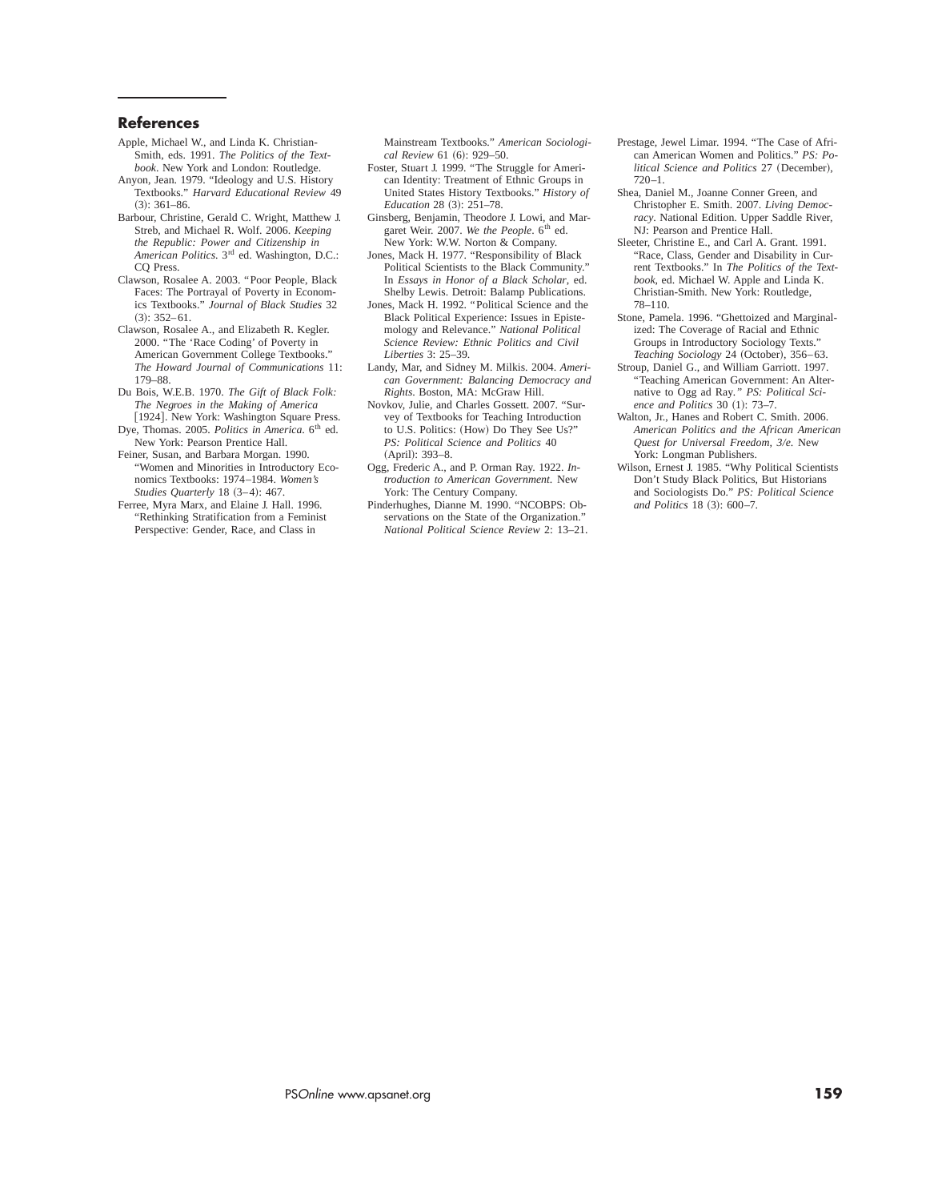## References

Apple, Michael W., and Linda K. Christian-Smith, eds. 1991. *The Politics of the Textbook*. New York and London: Routledge.

Anyon, Jean. 1979. "Ideology and U.S. History Textbooks." *Harvard Educational Review* 49 (3): 361–86.

Barbour, Christine, Gerald C. Wright, Matthew J. Streb, and Michael R. Wolf. 2006. *Keeping the Republic: Power and Citizenship in American Politics*. 3rd ed. Washington, D.C.: CQ Press.

Clawson, Rosalee A. 2003. "Poor People, Black Faces: The Portrayal of Poverty in Economics Textbooks." *Journal of Black Studies* 32 (3): 352–61.

Clawson, Rosalee A., and Elizabeth R. Kegler. 2000. "The 'Race Coding' of Poverty in American Government College Textbooks." *The Howard Journal of Communications* 11: 179–88.

Du Bois, W.E.B. 1970. *The Gift of Black Folk: The Negroes in the Making of America* [1924]. New York: Washington Square Press.

Dye, Thomas. 2005. *Politics in America*. 6th ed. New York: Pearson Prentice Hall.

Feiner, Susan, and Barbara Morgan. 1990. "Women and Minorities in Introductory Economics Textbooks: 1974–1984. *Women's Studies Quarterly* 18 (3–4): 467.

Ferree, Myra Marx, and Elaine J. Hall. 1996. "Rethinking Stratification from a Feminist Perspective: Gender, Race, and Class in Mainstream Textbooks." *American Sociological Review* 61 (6): 929–50.

Foster, Stuart J. 1999. "The Struggle for American Identity: Treatment of Ethnic Groups in United States History Textbooks." *History of Education* 28 (3): 251–78.

Ginsberg, Benjamin, Theodore J. Lowi, and Margaret Weir. 2007. *We the People*. 6th ed. New York: W.W. Norton & Company.

Jones, Mack H. 1977. "Responsibility of Black Political Scientists to the Black Community." In *Essays in Honor of a Black Scholar*, ed. Shelby Lewis. Detroit: Balamp Publications.

Jones, Mack H. 1992. "Political Science and the Black Political Experience: Issues in Epistemology and Relevance." *National Political Science Review: Ethnic Politics and Civil Liberties* 3: 25–39.

Landy, Mar, and Sidney M. Milkis. 2004. *American Government: Balancing Democracy and Rights*. Boston, MA: McGraw Hill.

Novkov, Julie, and Charles Gossett. 2007. "Survey of Textbooks for Teaching Introduction to U.S. Politics: (How) Do They See Us?" *PS: Political Science and Politics* 40 (April): 393–8.

Ogg, Frederic A., and P. Orman Ray. 1922. *Introduction to American Government*. New York: The Century Company.

Pinderhughes, Dianne M. 1990. "NCOBPS: Observations on the State of the Organization." *National Political Science Review* 2: 13–21.

Prestage, Jewel Limar. 1994. "The Case of African American Women and Politics." *PS: Political Science and Politics* 27 (December), 720–1.

Shea, Daniel M., Joanne Conner Green, and Christopher E. Smith. 2007. *Living Democracy*. National Edition. Upper Saddle River, NJ: Pearson and Prentice Hall.

Sleeter, Christine E., and Carl A. Grant. 1991. "Race, Class, Gender and Disability in Current Textbooks." In *The Politics of the Textbook*, ed. Michael W. Apple and Linda K. Christian-Smith. New York: Routledge, 78–110.

Stone, Pamela. 1996. "Ghettoized and Marginalized: The Coverage of Racial and Ethnic Groups in Introductory Sociology Texts." *Teaching Sociology* 24 (October), 356–63.

Stroup, Daniel G., and William Garriott. 1997. "Teaching American Government: An Alternative to Ogg ad Ray." *PS: Political Science and Politics* 30 (1): 73–7.

Walton, Jr., Hanes and Robert C. Smith. 2006. *American Politics and the African American Quest for Universal Freedom, 3/e*. New York: Longman Publishers.

Wilson, Ernest J. 1985. "Why Political Scientists Don't Study Black Politics, But Historians and Sociologists Do." *PS: Political Science and Politics* 18 (3): 600–7.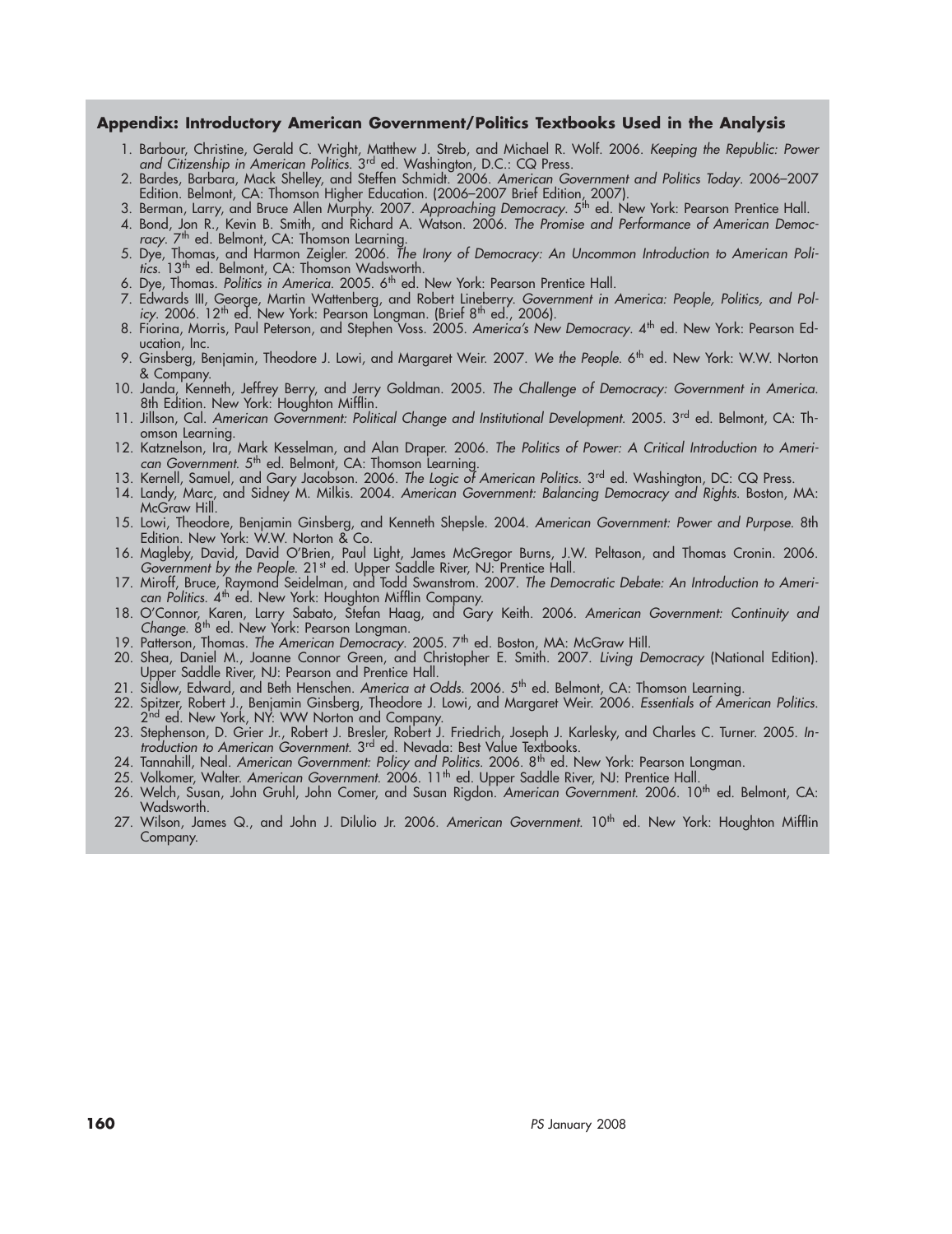**Appendix: Introductory American Government/Politics Textbooks Used in the Analysis**

1. Barbour, Christine, Gerald C. Wright, Matthew J. Streb, and Michael R. Wolf. 2006. *Keeping the Republic: Power and Citizenship in American Politics*. 3rd ed. Washington, D.C.: CQ Press.
2. Bardes, Barbara, Mack Shelley, and Steffen Schmidt. 2006. *American Government and Politics Today*. 2006–2007 Edition. Belmont, CA: Thomson Higher Education. (2006–2007 Brief Edition, 2007).
3. Berman, Larry, and Bruce Allen Murphy. 2007. *Approaching Democracy*. 5th ed. New York: Pearson Prentice Hall.
4. Bond, Jon R., Kevin B. Smith, and Richard A. Watson. 2006. *The Promise and Performance of American Democracy*. 7th ed. Belmont, CA: Thomson Learning.
5. Dye, Thomas, and Harmon Zeigler. 2006. *The Irony of Democracy: An Uncommon Introduction to American Politics*. 13th ed. Belmont, CA: Thomson Wadsworth.
6. Dye, Thomas. *Politics in America*. 2005. 6th ed. New York: Pearson Prentice Hall.
7. Edwards III, George, Martin Wattenberg, and Robert Lineberry. *Government in America: People, Politics, and Policy*. 2006. 12th ed. New York: Pearson Longman. (Brief 8th ed., 2006).
8. Fiorina, Morris, Paul Peterson, and Stephen Voss. 2005. *America's New Democracy*. 4th ed. New York: Pearson Education, Inc.
9. Ginsberg, Benjamin, Theodore J. Lowi, and Margaret Weir. 2007. *We the People*. 6th ed. New York: W.W. Norton & Company.
10. Janda, Kenneth, Jeffrey Berry, and Jerry Goldman. 2005. *The Challenge of Democracy: Government in America*. 8th Edition. New York: Houghton Mifflin.
11. Jillson, Cal. *American Government: Political Change and Institutional Development*. 2005. 3rd ed. Belmont, CA: Thomson Learning.
12. Katznelson, Ira, Mark Kesselman, and Alan Draper. 2006. *The Politics of Power: A Critical Introduction to American Government*. 5th ed. Belmont, CA: Thomson Learning.
13. Kernell, Samuel, and Gary Jacobson. 2006. *The Logic of American Politics*. 3rd ed. Washington, DC: CQ Press.
14. Landy, Marc, and Sidney M. Milkis. 2004. *American Government: Balancing Democracy and Rights*. Boston, MA: McGraw Hill.
15. Lowi, Theodore, Benjamin Ginsberg, and Kenneth Shepsle. 2004. *American Government: Power and Purpose*. 8th Edition. New York: W.W. Norton & Co.
16. Magleby, David, David O'Brien, Paul Light, James McGregor Burns, J.W. Peltason, and Thomas Cronin. 2006. *Government by the People*. 21st ed. Upper Saddle River, NJ: Prentice Hall.
17. Miroff, Bruce, Raymond Seidelman, and Todd Swanstrom. 2007. *The Democratic Debate: An Introduction to American Politics*. 4th ed. New York: Houghton Mifflin Company.
18. O'Connor, Karen, Larry Sabato, Stefan Haag, and Gary Keith. 2006. *American Government: Continuity and Change*. 8th ed. New York: Pearson Longman.
19. Patterson, Thomas. *The American Democracy*. 2005. 7th ed. Boston, MA: McGraw Hill.
20. Shea, Daniel M., Joanne Connor Green, and Christopher E. Smith. 2007. *Living Democracy* (National Edition). Upper Saddle River, NJ: Pearson and Prentice Hall.
21. Sidlow, Edward, and Beth Henschen. *America at Odds*. 2006. 5th ed. Belmont, CA: Thomson Learning.
22. Spitzer, Robert J., Benjamin Ginsberg, Theodore J. Lowi, and Margaret Weir. 2006. *Essentials of American Politics*. 2nd ed. New York, NY: WW Norton and Company.
23. Stephenson, D. Grier Jr., Robert J. Bresler, Robert J. Friedrich, Joseph J. Karlesky, and Charles C. Turner. 2005. *Introduction to American Government*. 3rd ed. Nevada: Best Value Textbooks.
24. Tannahill, Neal. *American Government: Policy and Politics*. 2006. 8th ed. New York: Pearson Longman.
25. Volkomer, Walter. *American Government*. 2006. 11th ed. Upper Saddle River, NJ: Prentice Hall.
26. Welch, Susan, John Gruhl, John Comer, and Susan Rigdon. *American Government*. 2006. 10th ed. Belmont, CA: Wadsworth.
27. Wilson, James Q., and John J. Dilulio Jr. 2006. *American Government*. 10th ed. New York: Houghton Mifflin Company.